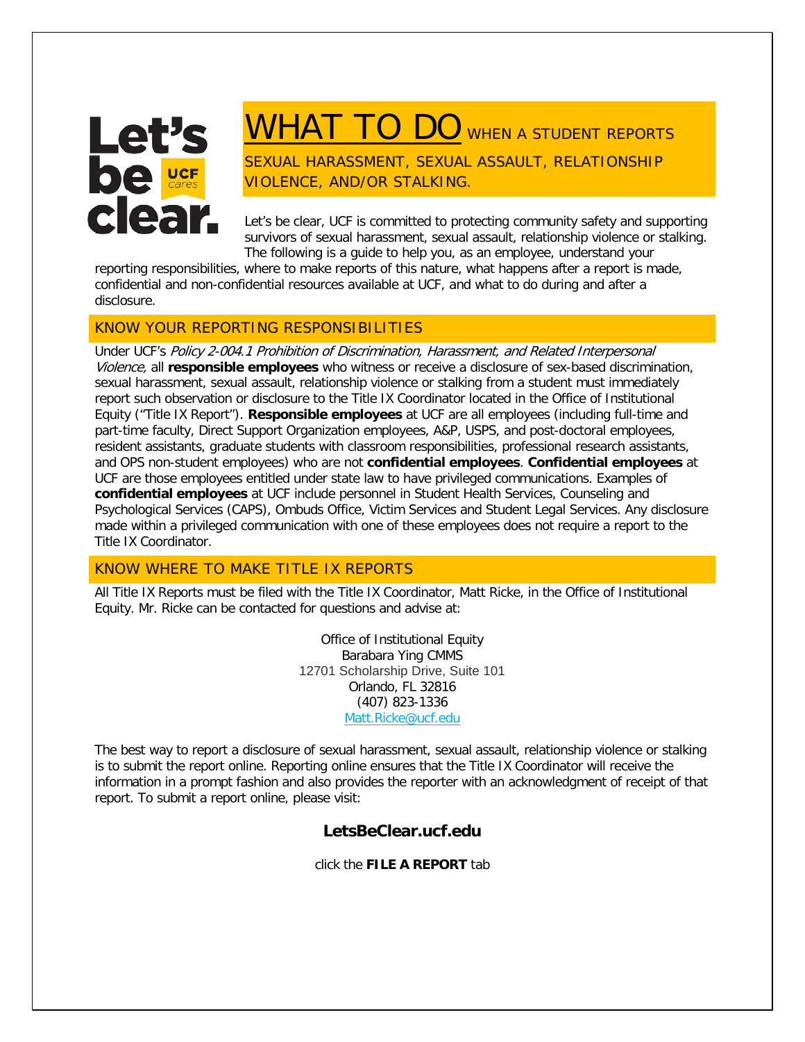Let's be clear. UCF cares

# WHAT TO DO WHEN A STUDENT REPORTS SEXUAL HARASSMENT, SEXUAL ASSAULT, RELATIONSHIP VIOLENCE, AND/OR STALKING.

Let's be clear, UCF is committed to protecting community safety and supporting survivors of sexual harassment, sexual assault, relationship violence or stalking. The following is a guide to help you, as an employee, understand your reporting responsibilities, where to make reports of this nature, what happens after a report is made, confidential and non-confidential resources available at UCF, and what to do during and after a disclosure.

## KNOW YOUR REPORTING RESPONSIBILITIES

Under UCF's *Policy 2-004.1 Prohibition of Discrimination, Harassment, and Related Interpersonal Violence,* all **responsible employees** who witness or receive a disclosure of sex-based discrimination, sexual harassment, sexual assault, relationship violence or stalking from a student must immediately report such observation or disclosure to the Title IX Coordinator located in the Office of Institutional Equity ("Title IX Report"). **Responsible employees** at UCF are all employees (including full-time and part-time faculty, Direct Support Organization employees, A&P, USPS, and post-doctoral employees, resident assistants, graduate students with classroom responsibilities, professional research assistants, and OPS non-student employees) who are not **confidential employees**. **Confidential employees** at UCF are those employees entitled under state law to have privileged communications. Examples of **confidential employees** at UCF include personnel in Student Health Services, Counseling and Psychological Services (CAPS), Ombuds Office, Victim Services and Student Legal Services. Any disclosure made within a privileged communication with one of these employees does not require a report to the Title IX Coordinator.

## KNOW WHERE TO MAKE TITLE IX REPORTS

All Title IX Reports must be filed with the Title IX Coordinator, Matt Ricke, in the Office of Institutional Equity. Mr. Ricke can be contacted for questions and advise at:

Office of Institutional Equity
Barabara Ying CMMS
12701 Scholarship Drive, Suite 101
Orlando, FL 32816
(407) 823-1336
Matt.Ricke@ucf.edu

The best way to report a disclosure of sexual harassment, sexual assault, relationship violence or stalking is to submit the report online. Reporting online ensures that the Title IX Coordinator will receive the information in a prompt fashion and also provides the reporter with an acknowledgment of receipt of that report. To submit a report online, please visit:

**LetsBeClear.ucf.edu**

click the **FILE A REPORT** tab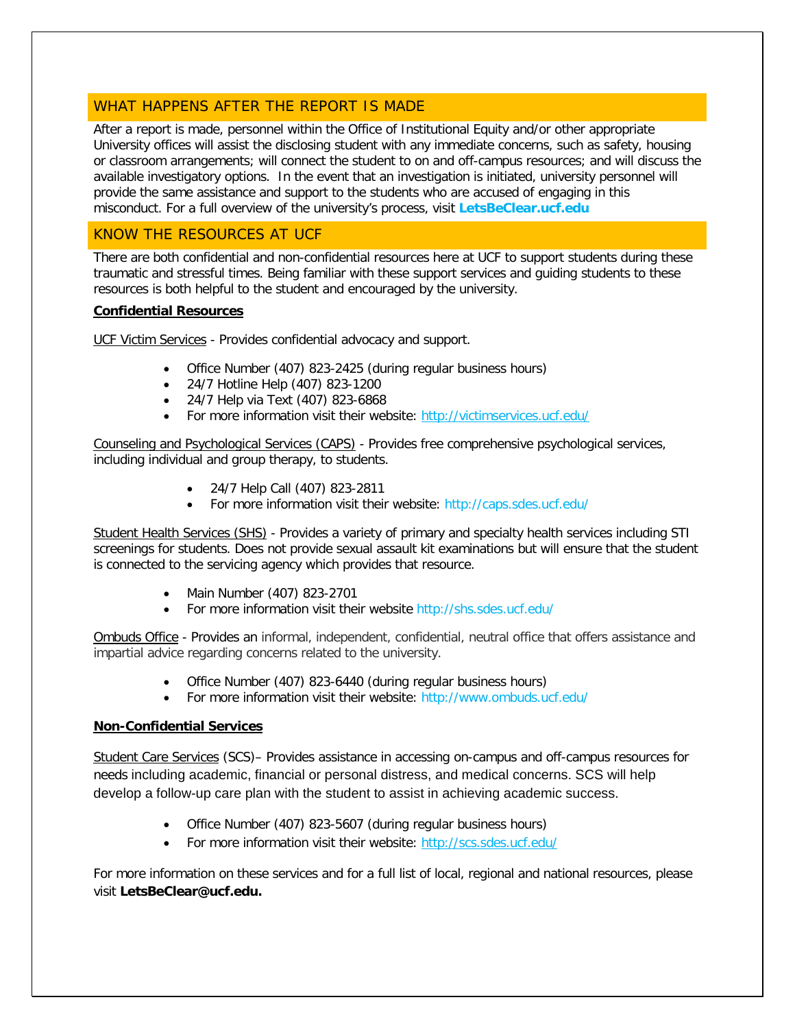## WHAT HAPPENS AFTER THE REPORT IS MADE

After a report is made, personnel within the Office of Institutional Equity and/or other appropriate University offices will assist the disclosing student with any immediate concerns, such as safety, housing or classroom arrangements; will connect the student to on and off-campus resources; and will discuss the available investigatory options. In the event that an investigation is initiated, university personnel will provide the same assistance and support to the students who are accused of engaging in this misconduct. For a full overview of the university's process, visit **LetsBeClear.ucf.edu**

## KNOW THE RESOURCES AT UCF

There are both confidential and non-confidential resources here at UCF to support students during these traumatic and stressful times. Being familiar with these support services and guiding students to these resources is both helpful to the student and encouraged by the university.

**Confidential Resources**

UCF Victim Services - Provides confidential advocacy and support.

- Office Number (407) 823-2425 (during regular business hours)
- 24/7 Hotline Help (407) 823-1200
- 24/7 Help via Text (407) 823-6868
- For more information visit their website: http://victimservices.ucf.edu/

Counseling and Psychological Services (CAPS) - Provides free comprehensive psychological services, including individual and group therapy, to students.

- 24/7 Help Call (407) 823-2811
- For more information visit their website: http://caps.sdes.ucf.edu/

Student Health Services (SHS) - Provides a variety of primary and specialty health services including STI screenings for students. Does not provide sexual assault kit examinations but will ensure that the student is connected to the servicing agency which provides that resource.

- Main Number (407) 823-2701
- For more information visit their website http://shs.sdes.ucf.edu/

Ombuds Office - Provides an informal, independent, confidential, neutral office that offers assistance and impartial advice regarding concerns related to the university.

- Office Number (407) 823-6440 (during regular business hours)
- For more information visit their website: http://www.ombuds.ucf.edu/

**Non-Confidential Services**

Student Care Services (SCS)– Provides assistance in accessing on-campus and off-campus resources for needs including academic, financial or personal distress, and medical concerns. SCS will help develop a follow-up care plan with the student to assist in achieving academic success.

- Office Number (407) 823-5607 (during regular business hours)
- For more information visit their website: http://scs.sdes.ucf.edu/

For more information on these services and for a full list of local, regional and national resources, please visit **LetsBeClear@ucf.edu.**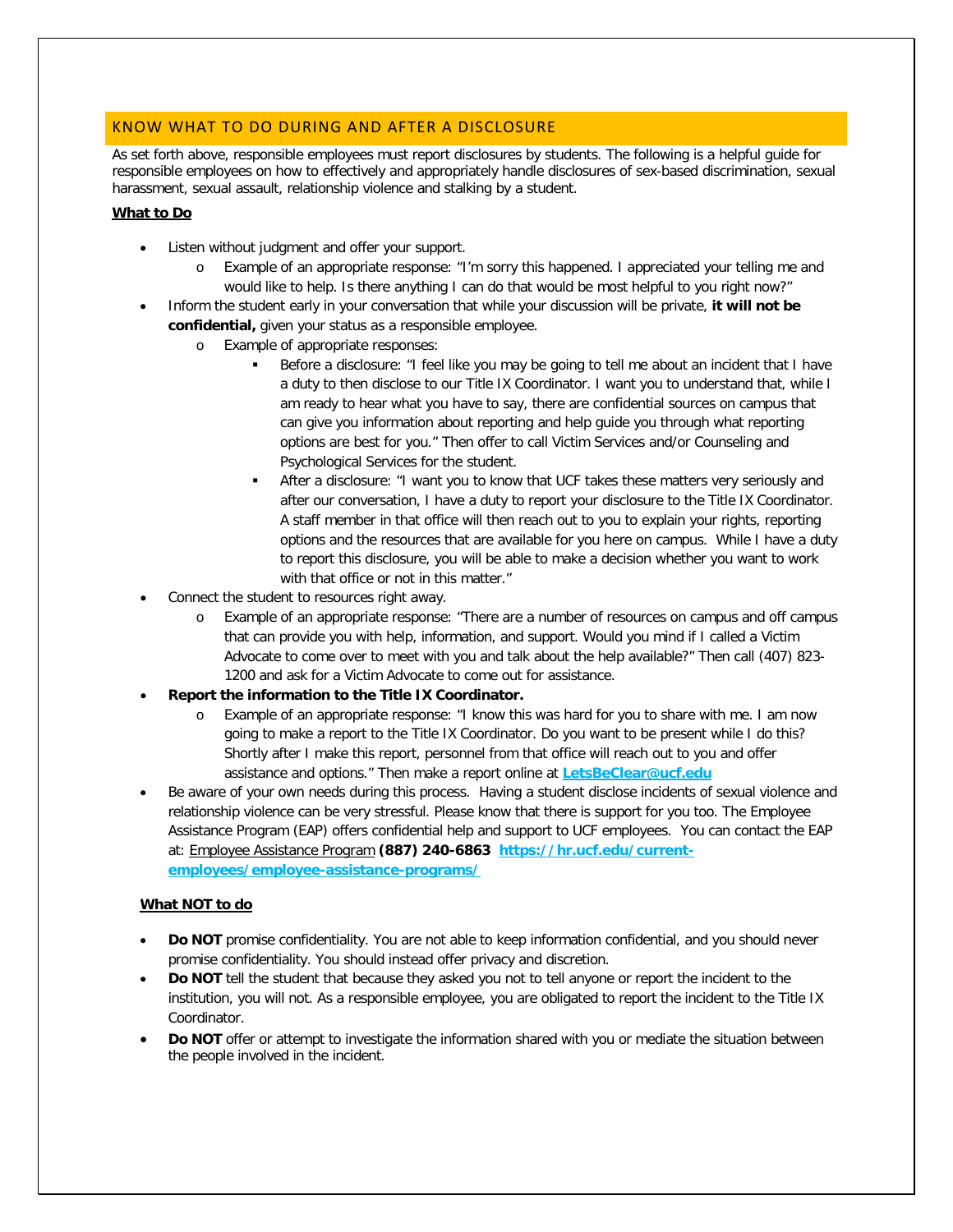## KNOW WHAT TO DO DURING AND AFTER A DISCLOSURE

As set forth above, responsible employees must report disclosures by students. The following is a helpful guide for responsible employees on how to effectively and appropriately handle disclosures of sex-based discrimination, sexual harassment, sexual assault, relationship violence and stalking by a student.

**What to Do**

- Listen without judgment and offer your support.
    - Example of an appropriate response: "I'm sorry this happened. I appreciated your telling me and would like to help. Is there anything I can do that would be most helpful to you right now?"
- Inform the student early in your conversation that while your discussion will be private, **it will not be confidential,** given your status as a responsible employee.
    - Example of appropriate responses:
        - Before a disclosure: "I feel like you may be going to tell me about an incident that I have a duty to then disclose to our Title IX Coordinator. I want you to understand that, while I am ready to hear what you have to say, there are confidential sources on campus that can give you information about reporting and help guide you through what reporting options are best for you." Then offer to call Victim Services and/or Counseling and Psychological Services for the student.
        - After a disclosure: "I want you to know that UCF takes these matters very seriously and after our conversation, I have a duty to report your disclosure to the Title IX Coordinator. A staff member in that office will then reach out to you to explain your rights, reporting options and the resources that are available for you here on campus. While I have a duty to report this disclosure, you will be able to make a decision whether you want to work with that office or not in this matter."
- Connect the student to resources right away.
    - Example of an appropriate response: "There are a number of resources on campus and off campus that can provide you with help, information, and support. Would you mind if I called a Victim Advocate to come over to meet with you and talk about the help available?" Then call (407) 823-1200 and ask for a Victim Advocate to come out for assistance.
- **Report the information to the Title IX Coordinator.**
    - Example of an appropriate response: "I know this was hard for you to share with me. I am now going to make a report to the Title IX Coordinator. Do you want to be present while I do this? Shortly after I make this report, personnel from that office will reach out to you and offer assistance and options." Then make a report online at **LetsBeClear@ucf.edu**
- Be aware of your own needs during this process. Having a student disclose incidents of sexual violence and relationship violence can be very stressful. Please know that there is support for you too. The Employee Assistance Program (EAP) offers confidential help and support to UCF employees. You can contact the EAP at: Employee Assistance Program **(887) 240-6863** **https://hr.ucf.edu/current-employees/employee-assistance-programs/**

**What NOT to do**

- **Do NOT** promise confidentiality. You are not able to keep information confidential, and you should never promise confidentiality. You should instead offer privacy and discretion.
- **Do NOT** tell the student that because they asked you not to tell anyone or report the incident to the institution, you will not. As a responsible employee, you are obligated to report the incident to the Title IX Coordinator.
- **Do NOT** offer or attempt to investigate the information shared with you or mediate the situation between the people involved in the incident.